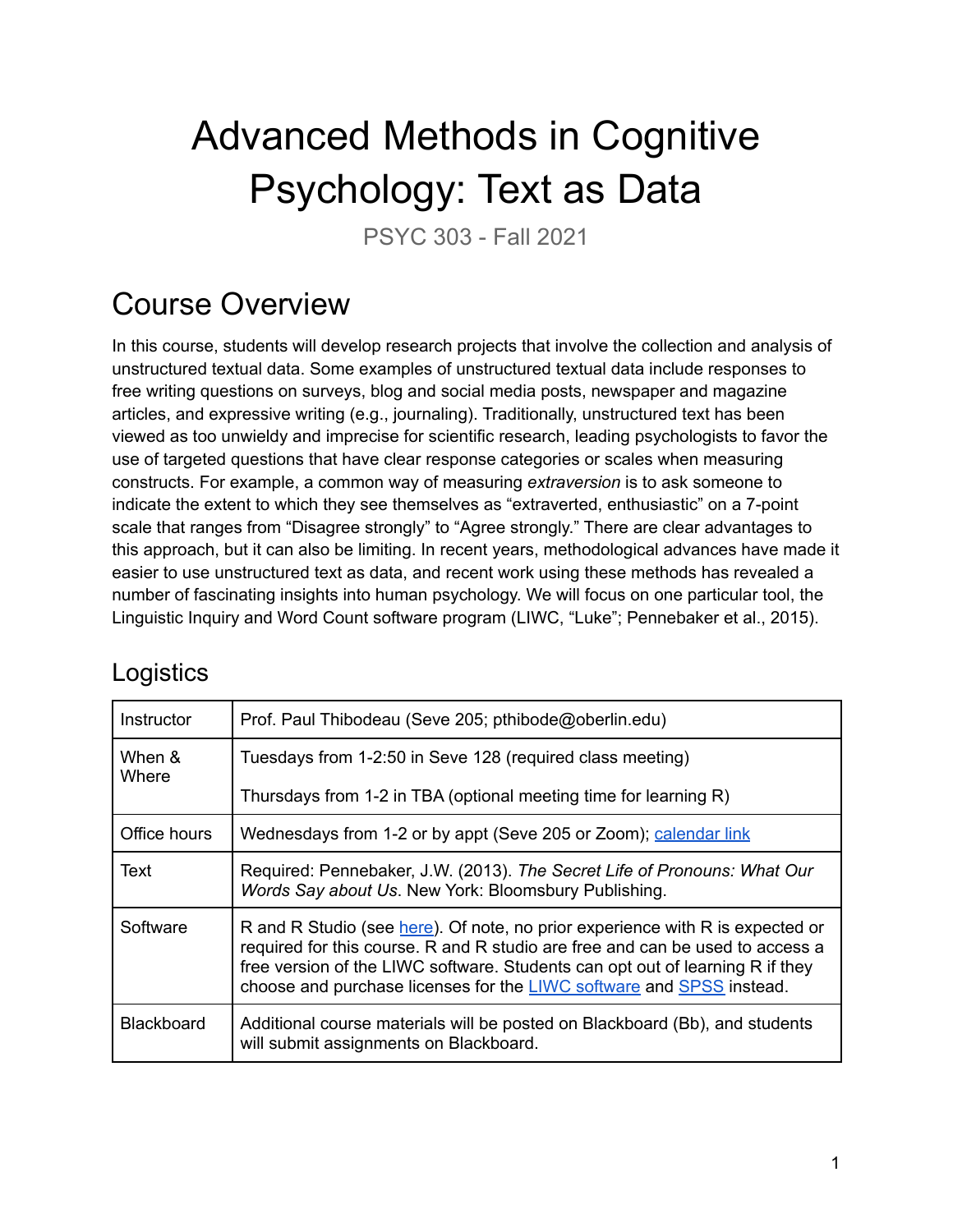# Advanced Methods in Cognitive Psychology: Text as Data

PSYC 303 - Fall 2021

## Course Overview

In this course, students will develop research projects that involve the collection and analysis of unstructured textual data. Some examples of unstructured textual data include responses to free writing questions on surveys, blog and social media posts, newspaper and magazine articles, and expressive writing (e.g., journaling). Traditionally, unstructured text has been viewed as too unwieldy and imprecise for scientific research, leading psychologists to favor the use of targeted questions that have clear response categories or scales when measuring constructs. For example, a common way of measuring *extraversion* is to ask someone to indicate the extent to which they see themselves as "extraverted, enthusiastic" on a 7-point scale that ranges from "Disagree strongly" to "Agree strongly." There are clear advantages to this approach, but it can also be limiting. In recent years, methodological advances have made it easier to use unstructured text as data, and recent work using these methods has revealed a number of fascinating insights into human psychology. We will focus on one particular tool, the Linguistic Inquiry and Word Count software program (LIWC, "Luke"; Pennebaker et al., 2015).

### Logistics

| | |
|---|---|
| Instructor | Prof. Paul Thibodeau (Seve 205; pthibode@oberlin.edu) |
| When & Where | Tuesdays from 1-2:50 in Seve 128 (required class meeting)<br><br>Thursdays from 1-2 in TBA (optional meeting time for learning R) |
| Office hours | Wednesdays from 1-2 or by appt (Seve 205 or Zoom); calendar link |
| Text | Required: Pennebaker, J.W. (2013). *The Secret Life of Pronouns: What Our Words Say about Us*. New York: Bloomsbury Publishing. |
| Software | R and R Studio (see here). Of note, no prior experience with R is expected or required for this course. R and R studio are free and can be used to access a free version of the LIWC software. Students can opt out of learning R if they choose and purchase licenses for the LIWC software and SPSS instead. |
| Blackboard | Additional course materials will be posted on Blackboard (Bb), and students will submit assignments on Blackboard. |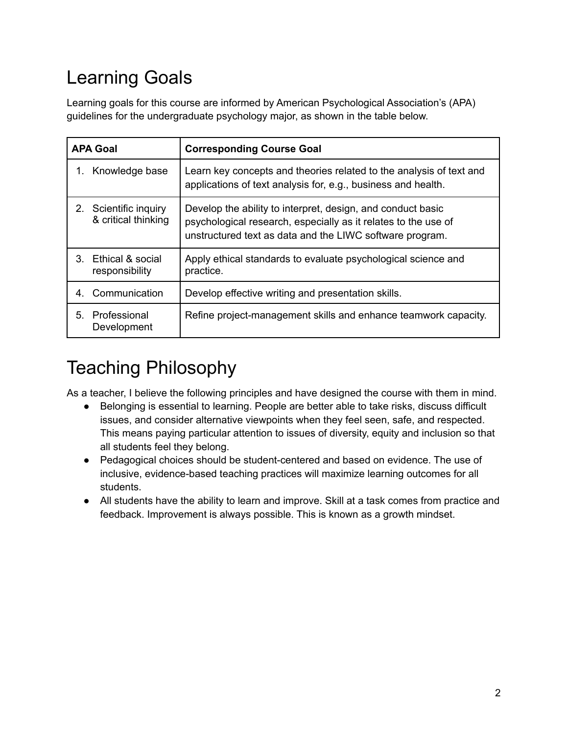# Learning Goals

Learning goals for this course are informed by American Psychological Association's (APA) guidelines for the undergraduate psychology major, as shown in the table below.

| APA Goal | Corresponding Course Goal |
|---|---|
| 1. Knowledge base | Learn key concepts and theories related to the analysis of text and applications of text analysis for, e.g., business and health. |
| 2. Scientific inquiry & critical thinking | Develop the ability to interpret, design, and conduct basic psychological research, especially as it relates to the use of unstructured text as data and the LIWC software program. |
| 3. Ethical & social responsibility | Apply ethical standards to evaluate psychological science and practice. |
| 4. Communication | Develop effective writing and presentation skills. |
| 5. Professional Development | Refine project-management skills and enhance teamwork capacity. |

# Teaching Philosophy

As a teacher, I believe the following principles and have designed the course with them in mind.

- Belonging is essential to learning. People are better able to take risks, discuss difficult issues, and consider alternative viewpoints when they feel seen, safe, and respected. This means paying particular attention to issues of diversity, equity and inclusion so that all students feel they belong.
- Pedagogical choices should be student-centered and based on evidence. The use of inclusive, evidence-based teaching practices will maximize learning outcomes for all students.
- All students have the ability to learn and improve. Skill at a task comes from practice and feedback. Improvement is always possible. This is known as a growth mindset.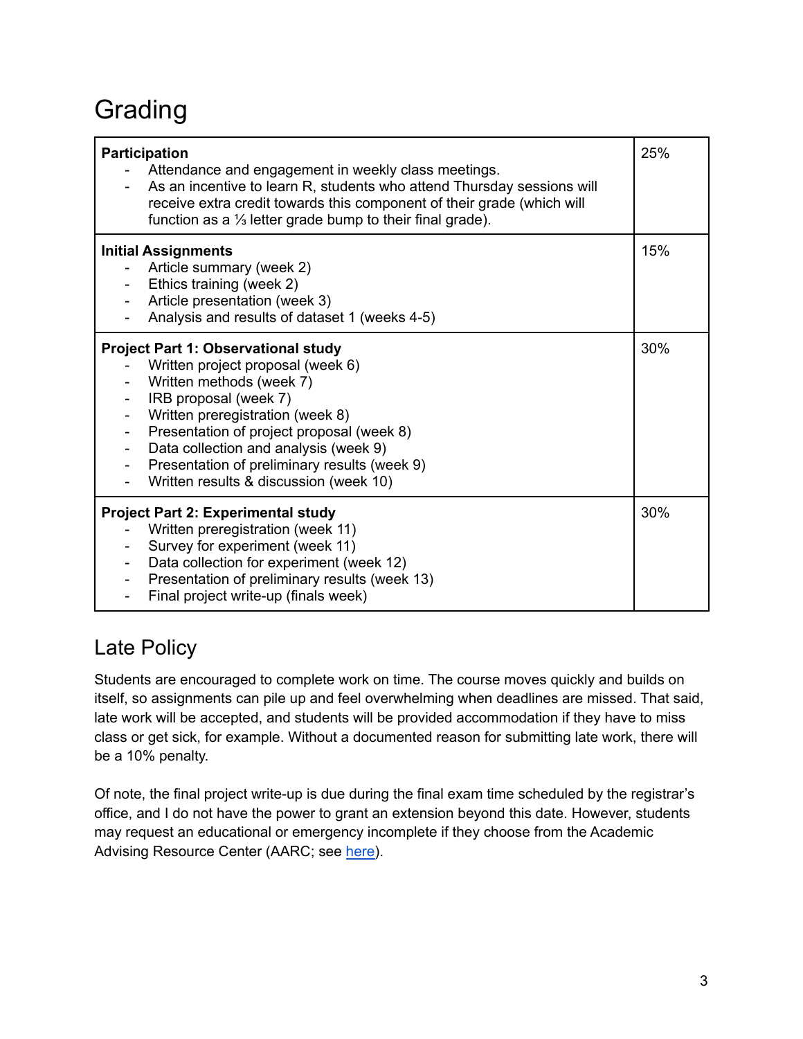# Grading

| Component | Weight |
| --- | --- |
| **Participation**<br>- Attendance and engagement in weekly class meetings.<br>- As an incentive to learn R, students who attend Thursday sessions will receive extra credit towards this component of their grade (which will function as a ⅓ letter grade bump to their final grade). | 25% |
| **Initial Assignments**<br>- Article summary (week 2)<br>- Ethics training (week 2)<br>- Article presentation (week 3)<br>- Analysis and results of dataset 1 (weeks 4-5) | 15% |
| **Project Part 1: Observational study**<br>- Written project proposal (week 6)<br>- Written methods (week 7)<br>- IRB proposal (week 7)<br>- Written preregistration (week 8)<br>- Presentation of project proposal (week 8)<br>- Data collection and analysis (week 9)<br>- Presentation of preliminary results (week 9)<br>- Written results & discussion (week 10) | 30% |
| **Project Part 2: Experimental study**<br>- Written preregistration (week 11)<br>- Survey for experiment (week 11)<br>- Data collection for experiment (week 12)<br>- Presentation of preliminary results (week 13)<br>- Final project write-up (finals week) | 30% |

## Late Policy

Students are encouraged to complete work on time. The course moves quickly and builds on itself, so assignments can pile up and feel overwhelming when deadlines are missed. That said, late work will be accepted, and students will be provided accommodation if they have to miss class or get sick, for example. Without a documented reason for submitting late work, there will be a 10% penalty.

Of note, the final project write-up is due during the final exam time scheduled by the registrar's office, and I do not have the power to grant an extension beyond this date. However, students may request an educational or emergency incomplete if they choose from the Academic Advising Resource Center (AARC; see here).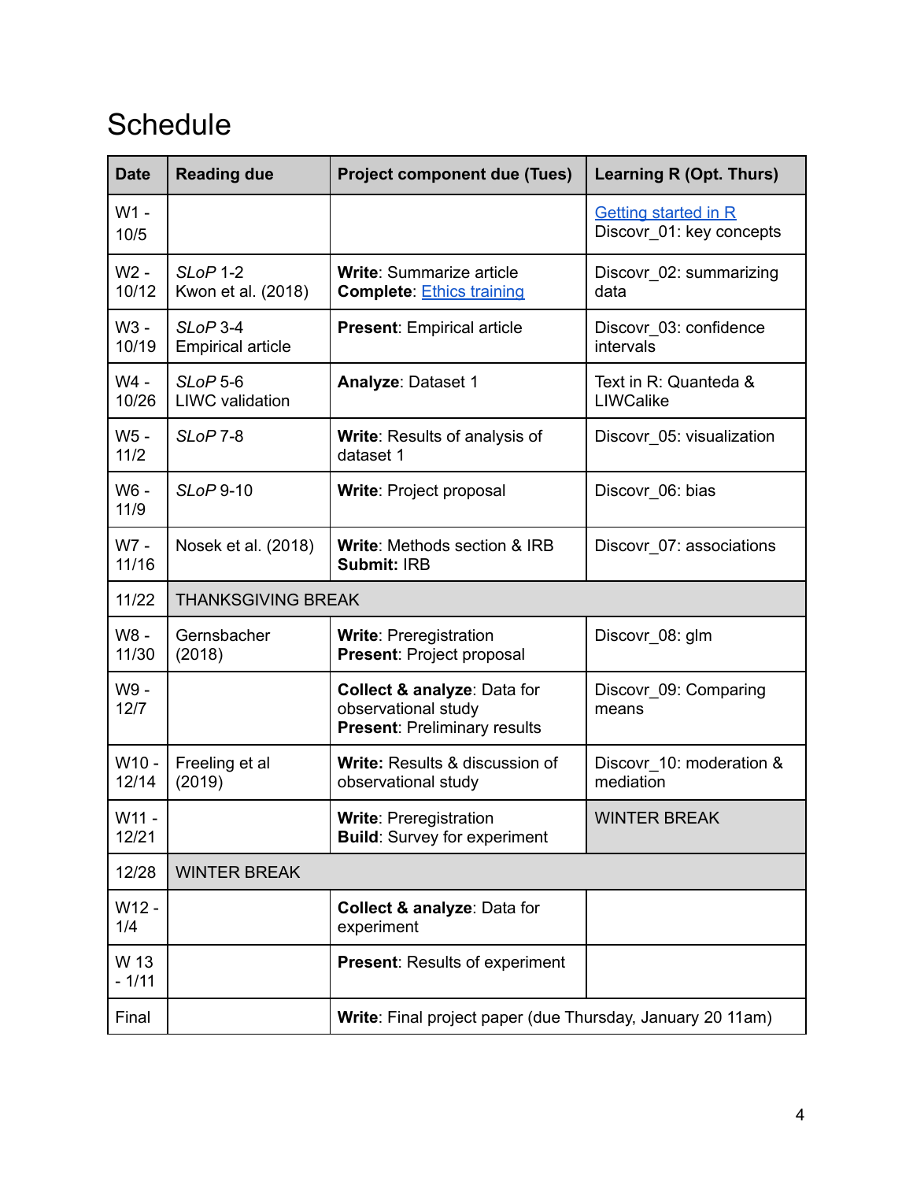# Schedule

| Date | Reading due | Project component due (Tues) | Learning R (Opt. Thurs) |
|---|---|---|---|
| W1 - 10/5 | | | Getting started in R<br>Discovr_01: key concepts |
| W2 - 10/12 | *SLoP* 1-2<br>Kwon et al. (2018) | **Write**: Summarize article<br>**Complete**: Ethics training | Discovr_02: summarizing data |
| W3 - 10/19 | *SLoP* 3-4<br>Empirical article | **Present**: Empirical article | Discovr_03: confidence intervals |
| W4 - 10/26 | *SLoP* 5-6<br>LIWC validation | **Analyze**: Dataset 1 | Text in R: Quanteda & LIWCalike |
| W5 - 11/2 | *SLoP* 7-8 | **Write**: Results of analysis of dataset 1 | Discovr_05: visualization |
| W6 - 11/9 | *SLoP* 9-10 | **Write**: Project proposal | Discovr_06: bias |
| W7 - 11/16 | Nosek et al. (2018) | **Write**: Methods section & IRB<br>**Submit:** IRB | Discovr_07: associations |
| 11/22 | THANKSGIVING BREAK | | |
| W8 - 11/30 | Gernsbacher (2018) | **Write**: Preregistration<br>**Present**: Project proposal | Discovr_08: glm |
| W9 - 12/7 | | **Collect & analyze**: Data for observational study<br>**Present**: Preliminary results | Discovr_09: Comparing means |
| W10 - 12/14 | Freeling et al (2019) | **Write:** Results & discussion of observational study | Discovr_10: moderation & mediation |
| W11 - 12/21 | | **Write**: Preregistration<br>**Build**: Survey for experiment | WINTER BREAK |
| 12/28 | WINTER BREAK | | |
| W12 - 1/4 | | **Collect & analyze**: Data for experiment | |
| W 13 - 1/11 | | **Present**: Results of experiment | |
| Final | | **Write**: Final project paper (due Thursday, January 20 11am) | |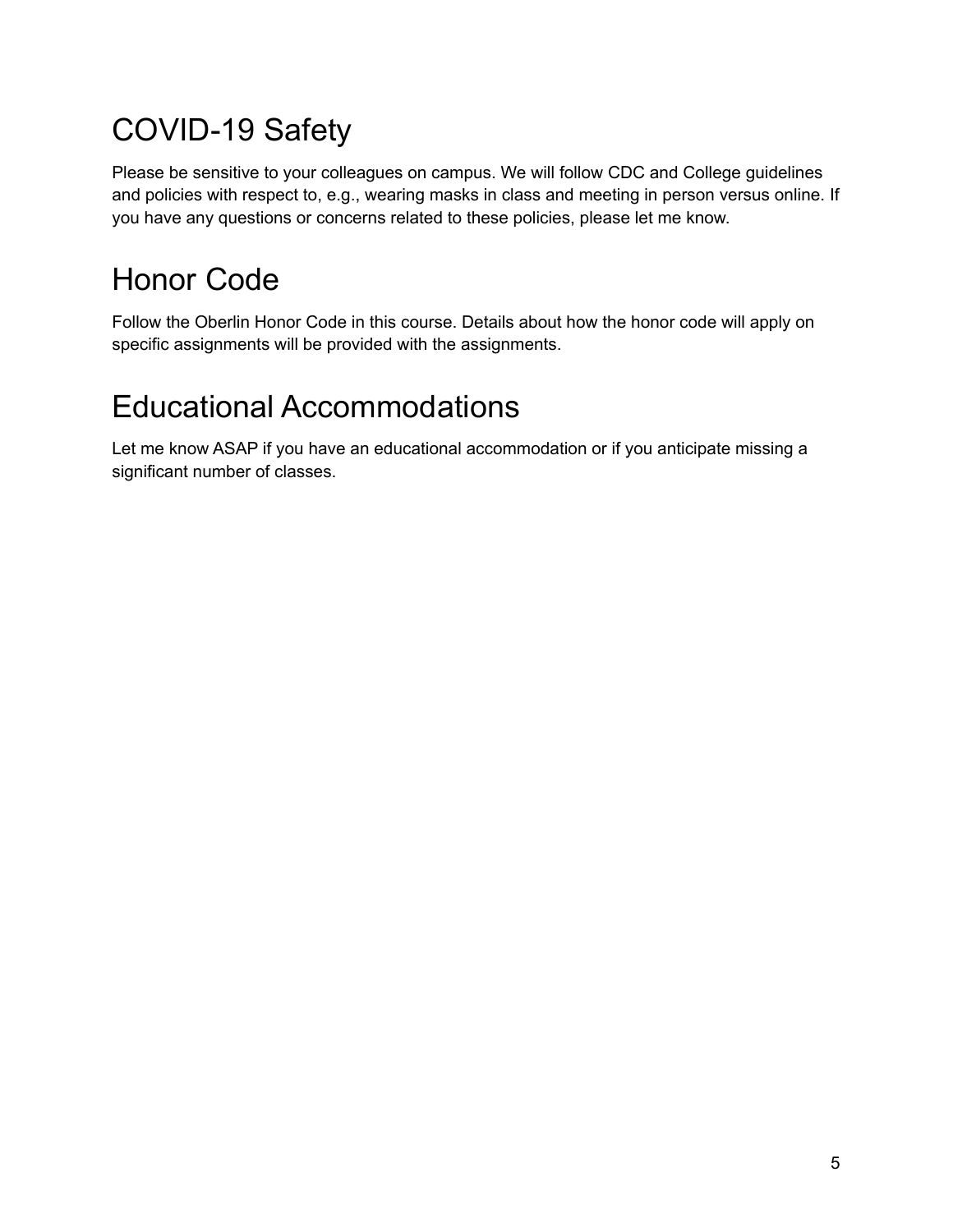# COVID-19 Safety

Please be sensitive to your colleagues on campus. We will follow CDC and College guidelines and policies with respect to, e.g., wearing masks in class and meeting in person versus online. If you have any questions or concerns related to these policies, please let me know.

# Honor Code

Follow the Oberlin Honor Code in this course. Details about how the honor code will apply on specific assignments will be provided with the assignments.

# Educational Accommodations

Let me know ASAP if you have an educational accommodation or if you anticipate missing a significant number of classes.